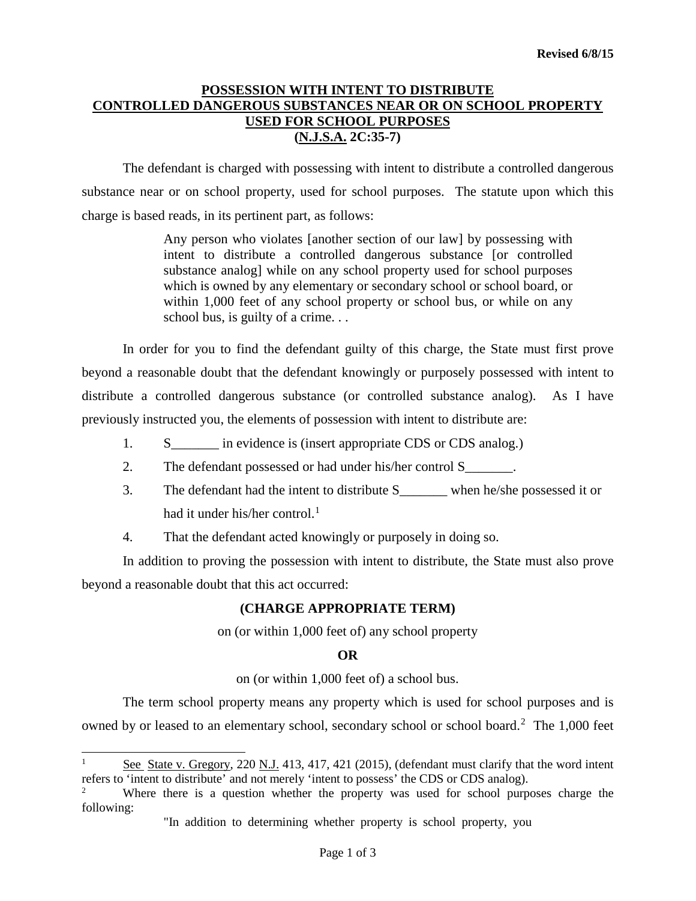Revised 6/8/15

# POSSESSION WITH INTENT TO DISTRIBUTE CONTROLLED DANGEROUS SUBSTANCES NEAR OR ON SCHOOL PROPERTY USED FOR SCHOOL PURPOSES (N.J.S.A. 2C:35-7)

The defendant is charged with possessing with intent to distribute a controlled dangerous substance near or on school property, used for school purposes. The statute upon which this charge is based reads, in its pertinent part, as follows:

> Any person who violates [another section of our law] by possessing with intent to distribute a controlled dangerous substance [or controlled substance analog] while on any school property used for school purposes which is owned by any elementary or secondary school or school board, or within 1,000 feet of any school property or school bus, or while on any school bus, is guilty of a crime. . .

In order for you to find the defendant guilty of this charge, the State must first prove beyond a reasonable doubt that the defendant knowingly or purposely possessed with intent to distribute a controlled dangerous substance (or controlled substance analog). As I have previously instructed you, the elements of possession with intent to distribute are:

1. S_______ in evidence is (insert appropriate CDS or CDS analog.)
2. The defendant possessed or had under his/her control S_______.
3. The defendant had the intent to distribute S_______ when he/she possessed it or had it under his/her control.[1]
4. That the defendant acted knowingly or purposely in doing so.

In addition to proving the possession with intent to distribute, the State must also prove beyond a reasonable doubt that this act occurred:

**(CHARGE APPROPRIATE TERM)**

on (or within 1,000 feet of) any school property

**OR**

on (or within 1,000 feet of) a school bus.

The term school property means any property which is used for school purposes and is owned by or leased to an elementary school, secondary school or school board.[2] The 1,000 feet

---

[1] See State v. Gregory, 220 N.J. 413, 417, 421 (2015), (defendant must clarify that the word intent refers to 'intent to distribute' and not merely 'intent to possess' the CDS or CDS analog).

[2] Where there is a question whether the property was used for school purposes charge the following:

"In addition to determining whether property is school property, you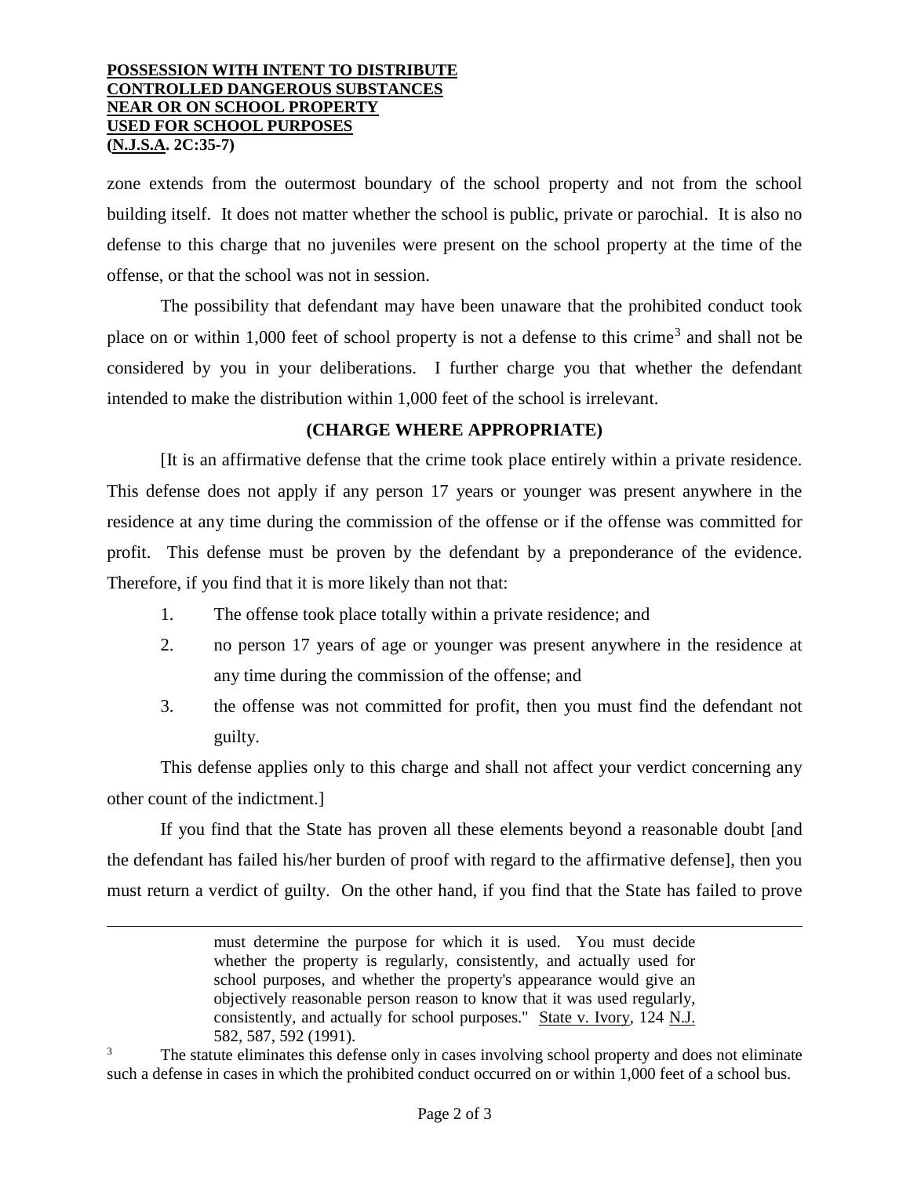zone extends from the outermost boundary of the school property and not from the school building itself. It does not matter whether the school is public, private or parochial. It is also no defense to this charge that no juveniles were present on the school property at the time of the offense, or that the school was not in session.

The possibility that defendant may have been unaware that the prohibited conduct took place on or within 1,000 feet of school property is not a defense to this crime[3] and shall not be considered by you in your deliberations. I further charge you that whether the defendant intended to make the distribution within 1,000 feet of the school is irrelevant.

**(CHARGE WHERE APPROPRIATE)**

[It is an affirmative defense that the crime took place entirely within a private residence. This defense does not apply if any person 17 years or younger was present anywhere in the residence at any time during the commission of the offense or if the offense was committed for profit. This defense must be proven by the defendant by a preponderance of the evidence. Therefore, if you find that it is more likely than not that:

1. The offense took place totally within a private residence; and
2. no person 17 years of age or younger was present anywhere in the residence at any time during the commission of the offense; and
3. the offense was not committed for profit, then you must find the defendant not guilty.

This defense applies only to this charge and shall not affect your verdict concerning any other count of the indictment.]

If you find that the State has proven all these elements beyond a reasonable doubt [and the defendant has failed his/her burden of proof with regard to the affirmative defense], then you must return a verdict of guilty. On the other hand, if you find that the State has failed to prove

---

> must determine the purpose for which it is used. You must decide whether the property is regularly, consistently, and actually used for school purposes, and whether the property's appearance would give an objectively reasonable person reason to know that it was used regularly, consistently, and actually for school purposes." State v. Ivory, 124 N.J. 582, 587, 592 (1991).

[3] The statute eliminates this defense only in cases involving school property and does not eliminate such a defense in cases in which the prohibited conduct occurred on or within 1,000 feet of a school bus.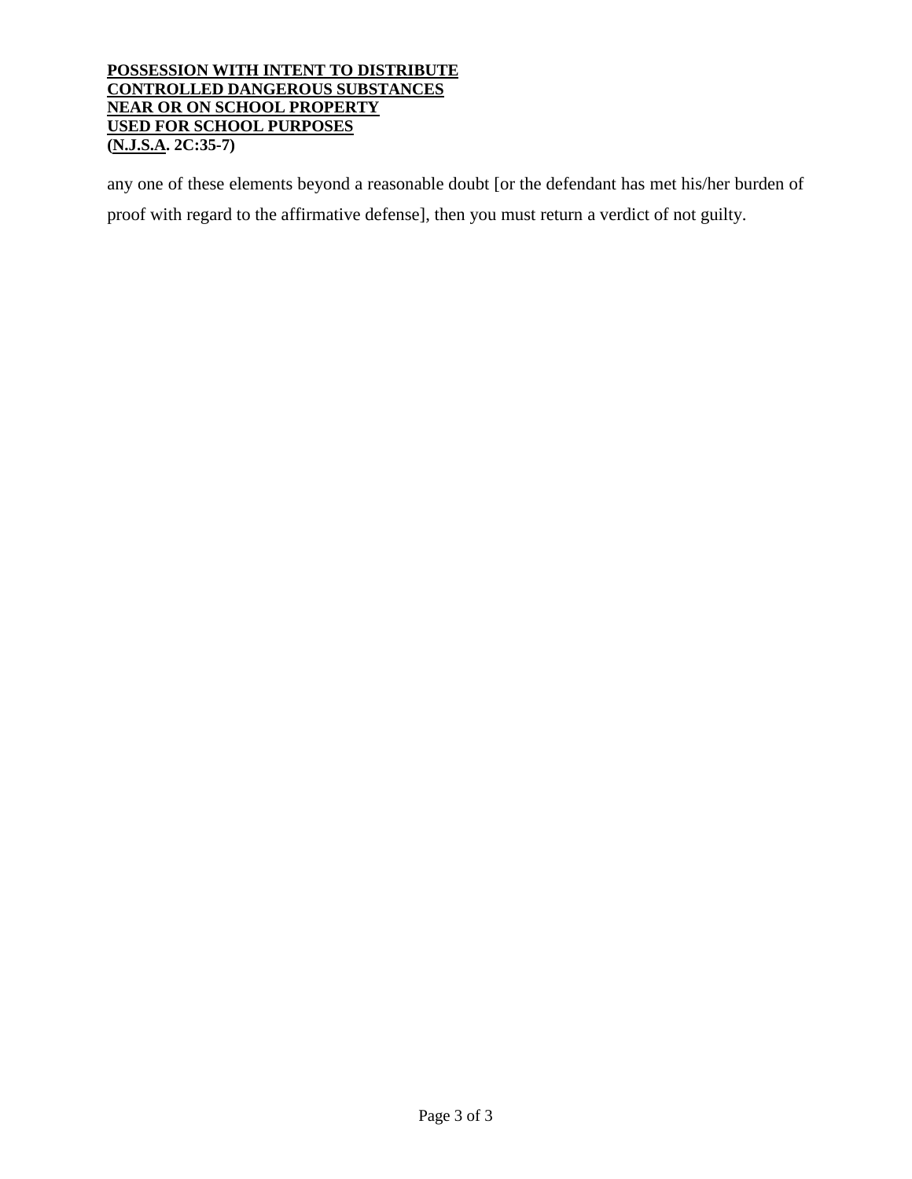any one of these elements beyond a reasonable doubt [or the defendant has met his/her burden of proof with regard to the affirmative defense], then you must return a verdict of not guilty.